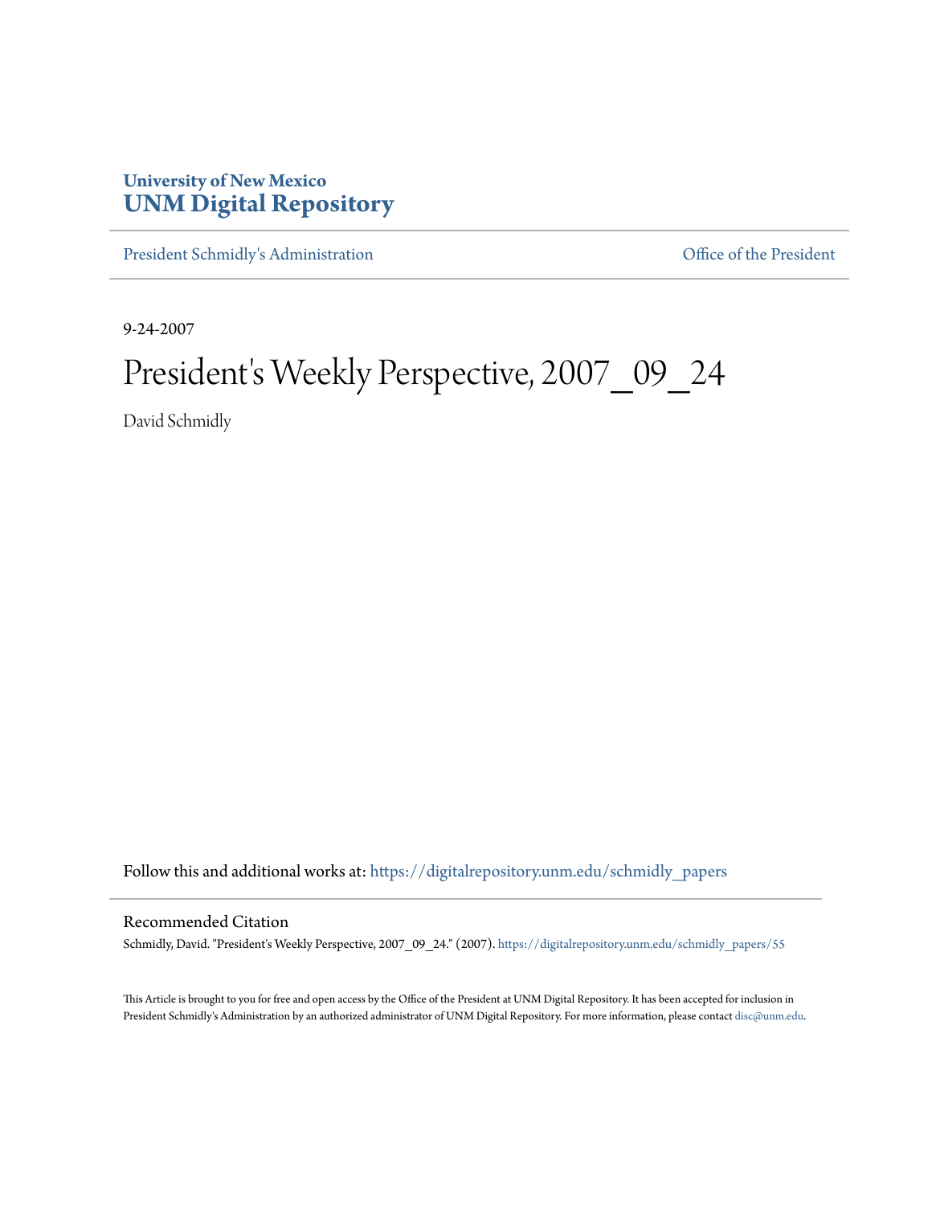University of New Mexico
**UNM Digital Repository**

President Schmidly's Administration | Office of the President

9-24-2007

# President's Weekly Perspective, 2007_09_24

David Schmidly

Follow this and additional works at: https://digitalrepository.unm.edu/schmidly_papers

## Recommended Citation

Schmidly, David. "President's Weekly Perspective, 2007_09_24." (2007). https://digitalrepository.unm.edu/schmidly_papers/55

This Article is brought to you for free and open access by the Office of the President at UNM Digital Repository. It has been accepted for inclusion in President Schmidly's Administration by an authorized administrator of UNM Digital Repository. For more information, please contact disc@unm.edu.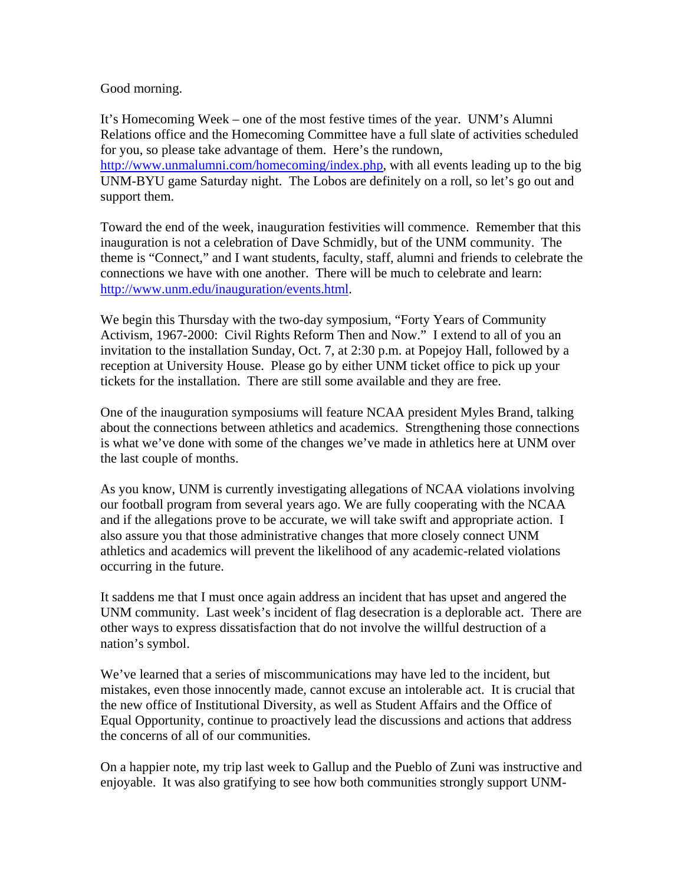Good morning.

It's Homecoming Week – one of the most festive times of the year. UNM's Alumni Relations office and the Homecoming Committee have a full slate of activities scheduled for you, so please take advantage of them. Here's the rundown, [http://www.unmalumni.com/homecoming/index.php](http://www.unmalumni.com/homecoming/index.php), with all events leading up to the big UNM-BYU game Saturday night. The Lobos are definitely on a roll, so let's go out and support them.

Toward the end of the week, inauguration festivities will commence. Remember that this inauguration is not a celebration of Dave Schmidly, but of the UNM community. The theme is "Connect," and I want students, faculty, staff, alumni and friends to celebrate the connections we have with one another. There will be much to celebrate and learn: [http://www.unm.edu/inauguration/events.html](http://www.unm.edu/inauguration/events.html).

We begin this Thursday with the two-day symposium, "Forty Years of Community Activism, 1967-2000: Civil Rights Reform Then and Now." I extend to all of you an invitation to the installation Sunday, Oct. 7, at 2:30 p.m. at Popejoy Hall, followed by a reception at University House. Please go by either UNM ticket office to pick up your tickets for the installation. There are still some available and they are free.

One of the inauguration symposiums will feature NCAA president Myles Brand, talking about the connections between athletics and academics. Strengthening those connections is what we've done with some of the changes we've made in athletics here at UNM over the last couple of months.

As you know, UNM is currently investigating allegations of NCAA violations involving our football program from several years ago. We are fully cooperating with the NCAA and if the allegations prove to be accurate, we will take swift and appropriate action. I also assure you that those administrative changes that more closely connect UNM athletics and academics will prevent the likelihood of any academic-related violations occurring in the future.

It saddens me that I must once again address an incident that has upset and angered the UNM community. Last week's incident of flag desecration is a deplorable act. There are other ways to express dissatisfaction that do not involve the willful destruction of a nation's symbol.

We've learned that a series of miscommunications may have led to the incident, but mistakes, even those innocently made, cannot excuse an intolerable act. It is crucial that the new office of Institutional Diversity, as well as Student Affairs and the Office of Equal Opportunity, continue to proactively lead the discussions and actions that address the concerns of all of our communities.

On a happier note, my trip last week to Gallup and the Pueblo of Zuni was instructive and enjoyable. It was also gratifying to see how both communities strongly support UNM-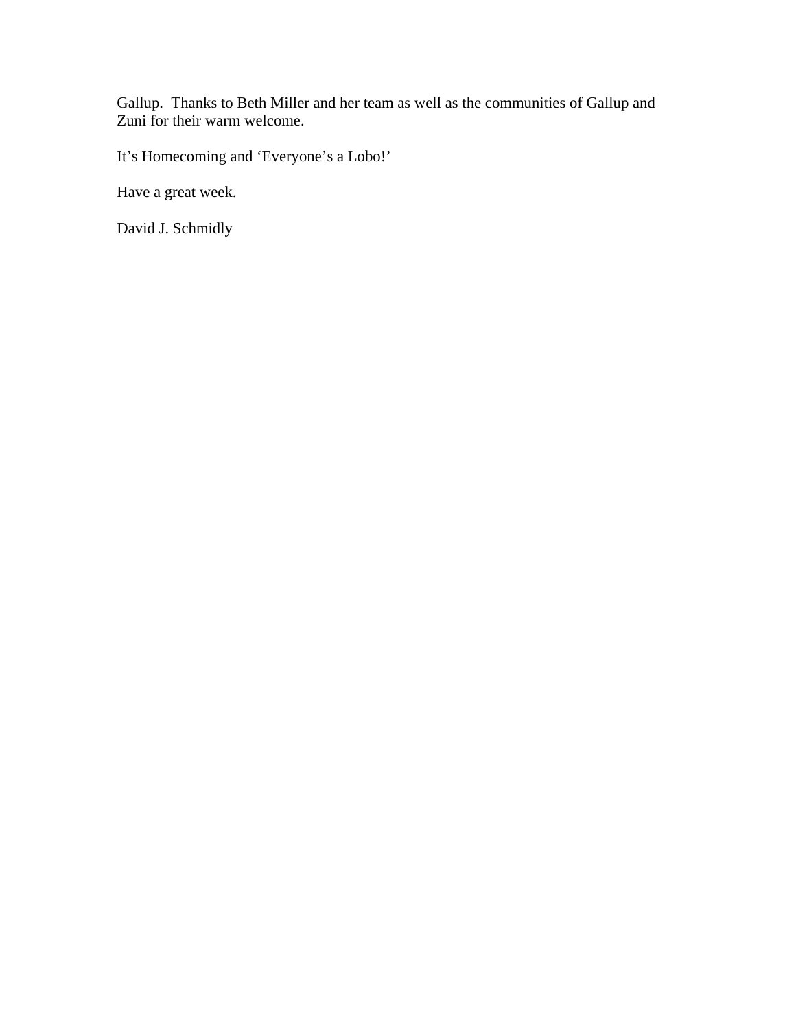Gallup. Thanks to Beth Miller and her team as well as the communities of Gallup and Zuni for their warm welcome.

It's Homecoming and 'Everyone's a Lobo!'

Have a great week.

David J. Schmidly